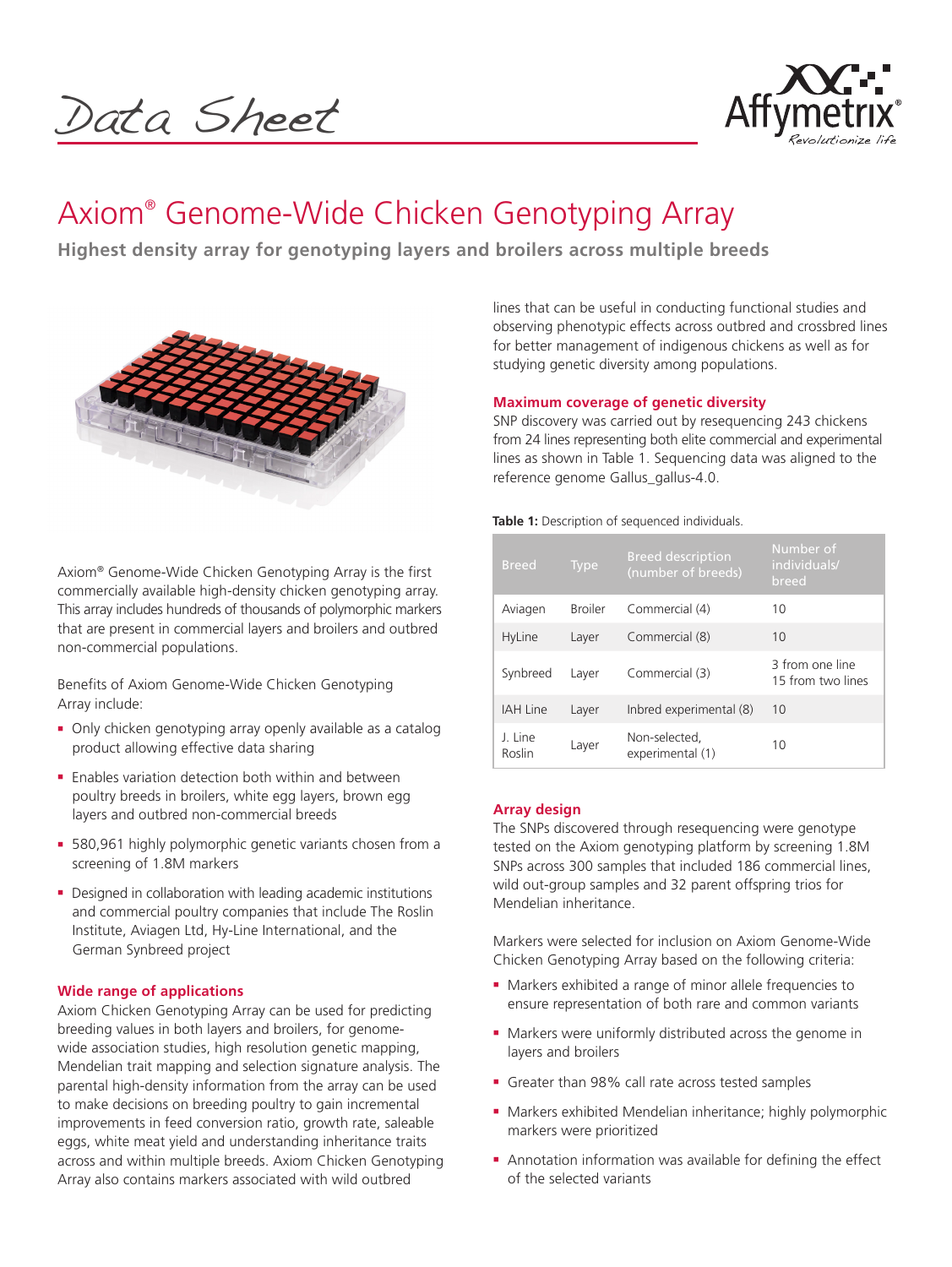Data Sheet

# Axiom® Genome-Wide Chicken Genotyping Array

**Highest density array for genotyping layers and broilers across multiple breeds**

Axiom® Genome-Wide Chicken Genotyping Array is the first commercially available high-density chicken genotyping array. This array includes hundreds of thousands of polymorphic markers that are present in commercial layers and broilers and outbred non-commercial populations.

Benefits of Axiom Genome-Wide Chicken Genotyping Array include:

- Only chicken genotyping array openly available as a catalog product allowing effective data sharing
- Enables variation detection both within and between poultry breeds in broilers, white egg layers, brown egg layers and outbred non-commercial breeds
- 580,961 highly polymorphic genetic variants chosen from a screening of 1.8M markers
- Designed in collaboration with leading academic institutions and commercial poultry companies that include The Roslin Institute, Aviagen Ltd, Hy-Line International, and the German Synbreed project

## Wide range of applications

Axiom Chicken Genotyping Array can be used for predicting breeding values in both layers and broilers, for genome-wide association studies, high resolution genetic mapping, Mendelian trait mapping and selection signature analysis. The parental high-density information from the array can be used to make decisions on breeding poultry to gain incremental improvements in feed conversion ratio, growth rate, saleable eggs, white meat yield and understanding inheritance traits across and within multiple breeds. Axiom Chicken Genotyping Array also contains markers associated with wild outbred lines that can be useful in conducting functional studies and observing phenotypic effects across outbred and crossbred lines for better management of indigenous chickens as well as for studying genetic diversity among populations.

## Maximum coverage of genetic diversity

SNP discovery was carried out by resequencing 243 chickens from 24 lines representing both elite commercial and experimental lines as shown in Table 1. Sequencing data was aligned to the reference genome Gallus_gallus-4.0.

**Table 1:** Description of sequenced individuals.

| Breed | Type | Breed description (number of breeds) | Number of individuals/ breed |
|---|---|---|---|
| Aviagen | Broiler | Commercial (4) | 10 |
| HyLine | Layer | Commercial (8) | 10 |
| Synbreed | Layer | Commercial (3) | 3 from one line 15 from two lines |
| IAH Line | Layer | Inbred experimental (8) | 10 |
| J. Line Roslin | Layer | Non-selected, experimental (1) | 10 |

## Array design

The SNPs discovered through resequencing were genotype tested on the Axiom genotyping platform by screening 1.8M SNPs across 300 samples that included 186 commercial lines, wild out-group samples and 32 parent offspring trios for Mendelian inheritance.

Markers were selected for inclusion on Axiom Genome-Wide Chicken Genotyping Array based on the following criteria:

- Markers exhibited a range of minor allele frequencies to ensure representation of both rare and common variants
- Markers were uniformly distributed across the genome in layers and broilers
- Greater than 98% call rate across tested samples
- Markers exhibited Mendelian inheritance; highly polymorphic markers were prioritized
- Annotation information was available for defining the effect of the selected variants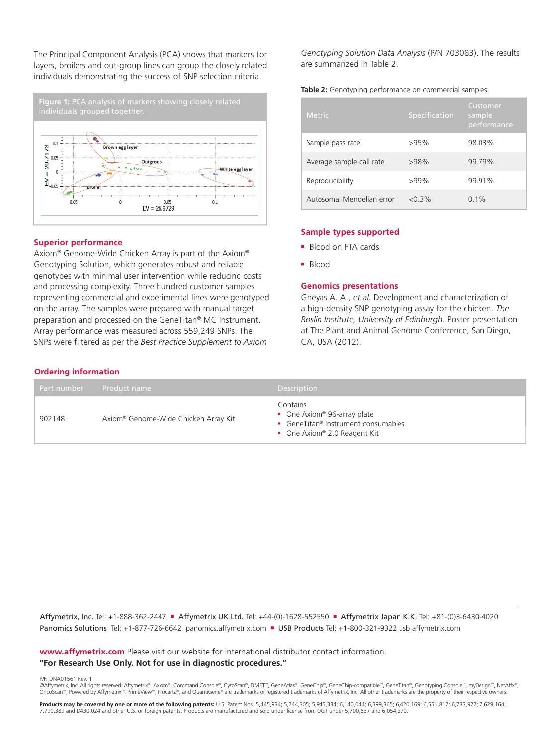The Principal Component Analysis (PCA) shows that markers for layers, broilers and out-group lines can group the closely related individuals demonstrating the success of SNP selection criteria.

**Figure 1:** PCA analysis of markers showing closely related individuals grouped together.

EV = 20.7173

0.1
0.05
0
-0.05

-0.05
0
0.05
0.1

EV = 26.9729

Brown egg layer
Outgroup
White egg layer
Broiler

### Superior performance

Axiom® Genome-Wide Chicken Array is part of the Axiom® Genotyping Solution, which generates robust and reliable genotypes with minimal user intervention while reducing costs and processing complexity. Three hundred customer samples representing commercial and experimental lines were genotyped on the array. The samples were prepared with manual target preparation and processed on the GeneTitan® MC Instrument. Array performance was measured across 559,249 SNPs. The SNPs were filtered as per the *Best Practice Supplement to Axiom Genotyping Solution Data Analysis* (P/N 703083). The results are summarized in Table 2.

**Table 2:** Genotyping performance on commercial samples.

| Metric | Specification | Customer sample performance |
|---|---|---|
| Sample pass rate | >95% | 98.03% |
| Average sample call rate | >98% | 99.79% |
| Reproducibility | >99% | 99.91% |
| Autosomal Mendelian error | <0.3% | 0.1% |

### Sample types supported

- Blood on FTA cards
- Blood

### Genomics presentations

Gheyas A. A., *et al.* Development and characterization of a high-density SNP genotyping assay for the chicken. *The Roslin Institute, University of Edinburgh*. Poster presentation at The Plant and Animal Genome Conference, San Diego, CA, USA (2012).

### Ordering information

| Part number | Product name | Description |
|---|---|---|
| 902148 | Axiom® Genome-Wide Chicken Array Kit | Contains<br>▪ One Axiom® 96-array plate<br>▪ GeneTitan® Instrument consumables<br>▪ One Axiom® 2.0 Reagent Kit |

Affymetrix, Inc. Tel: +1-888-362-2447 ▪ Affymetrix UK Ltd. Tel: +44-(0)-1628-552550 ▪ Affymetrix Japan K.K. Tel: +81-(0)3-6430-4020
Panomics Solutions Tel: +1-877-726-6642 panomics.affymetrix.com ▪ USB Products Tel: +1-800-321-9322 usb.affymetrix.com

**www.affymetrix.com** Please visit our website for international distributor contact information.
**"For Research Use Only. Not for use in diagnostic procedures."**

P/N DNA01561 Rev. 1
©Affymetrix, Inc. All rights reserved. Affymetrix®, Axiom®, Command Console®, CytoScan®, DMET™, GeneAtlas®, GeneChip®, GeneChip-compatible™, GeneTitan®, Genotyping Console™, myDesign™, NetAffx®, OncoScan™, Powered by Affymetrix™, PrimeView™, Procarta®, and QuantiGene® are trademarks or registered trademarks of Affymetrix, Inc. All other trademarks are the property of their respective owners.

**Products may be covered by one or more of the following patents:** U.S. Patent Nos. 5,445,934; 5,744,305; 5,945,334; 6,140,044; 6,399,365; 6,420,169; 6,551,817; 6,733,977; 7,629,164; 7,790,389 and D430,024 and other U.S. or foreign patents. Products are manufactured and sold under license from OGT under 5,700,637 and 6,054,270.